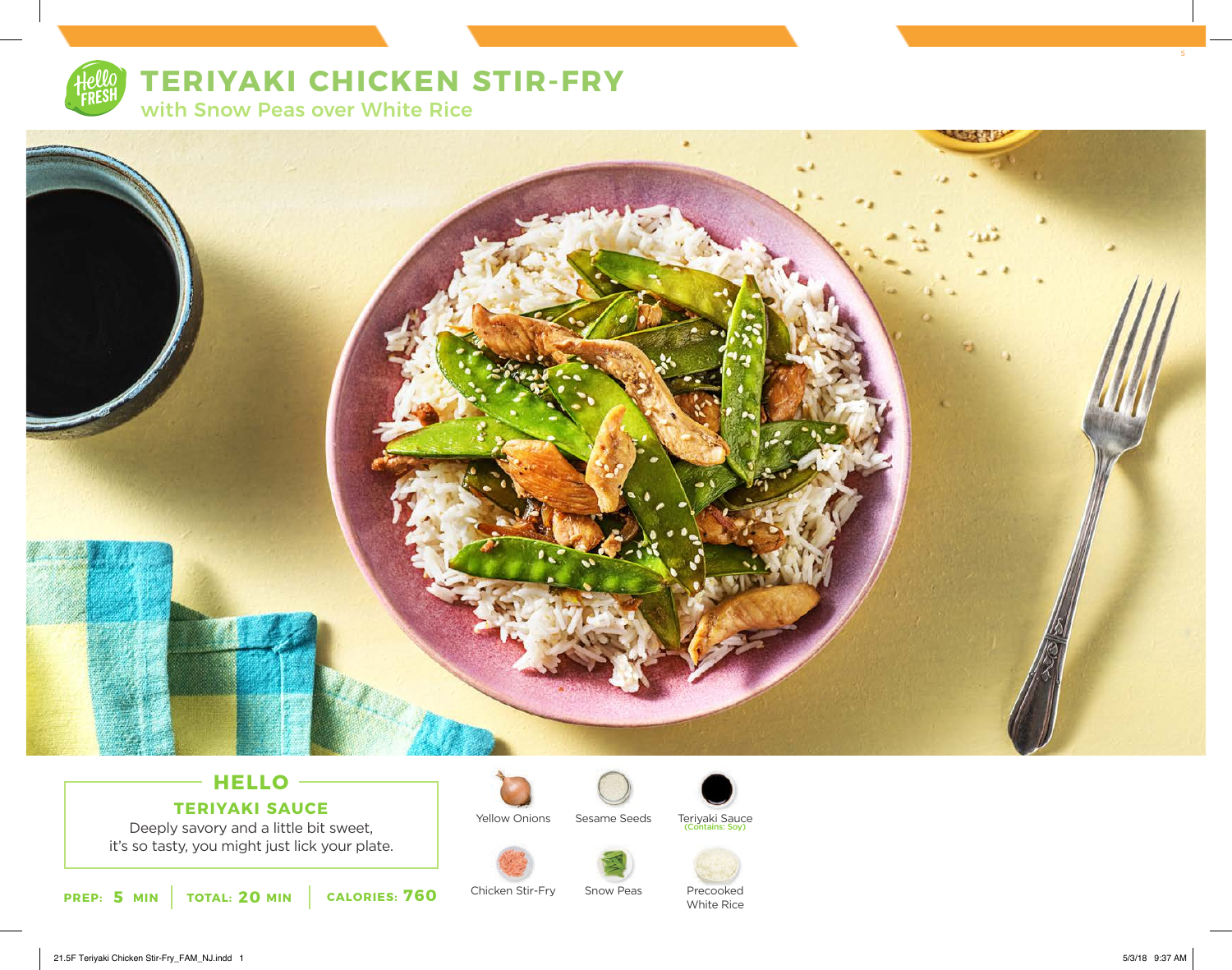# TERIYAKI CHICKEN STIR-FRY

## with Snow Peas over White Rice

## HELLO

### TERIYAKI SAUCE

Deeply savory and a little bit sweet, it's so tasty, you might just lick your plate.

**PREP: 5 MIN** | **TOTAL: 20 MIN** | **CALORIES: 760**

- Yellow Onions
- Sesame Seeds
- Teriyaki Sauce (Contains: Soy)
- Chicken Stir-Fry
- Snow Peas
- Precooked White Rice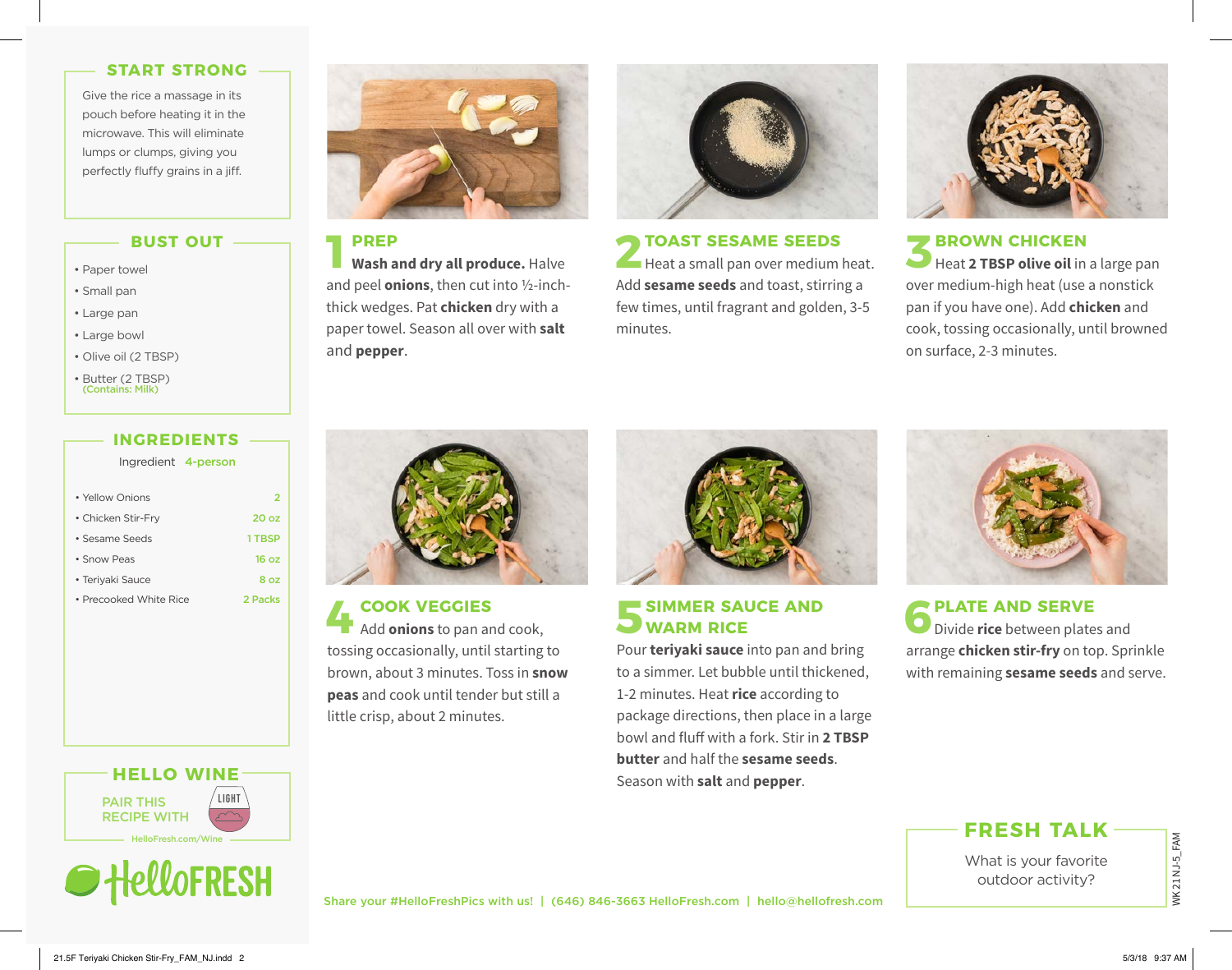## START STRONG

Give the rice a massage in its pouch before heating it in the microwave. This will eliminate lumps or clumps, giving you perfectly fluffy grains in a jiff.

## BUST OUT

- Paper towel
- Small pan
- Large pan
- Large bowl
- Olive oil (2 TBSP)
- Butter (2 TBSP) (Contains: Milk)

## INGREDIENTS

| Ingredient | 4-person |
|---|---|
| • Yellow Onions | 2 |
| • Chicken Stir-Fry | 20 oz |
| • Sesame Seeds | 1 TBSP |
| • Snow Peas | 16 oz |
| • Teriyaki Sauce | 8 oz |
| • Precooked White Rice | 2 Packs |

## HELLO WINE

PAIR THIS RECIPE WITH LIGHT

HelloFresh.com/Wine

HelloFRESH

## 1 PREP

**Wash and dry all produce.** Halve and peel **onions**, then cut into ½-inch-thick wedges. Pat **chicken** dry with a paper towel. Season all over with **salt** and **pepper**.

## 2 TOAST SESAME SEEDS

Heat a small pan over medium heat. Add **sesame seeds** and toast, stirring a few times, until fragrant and golden, 3-5 minutes.

## 3 BROWN CHICKEN

Heat **2 TBSP olive oil** in a large pan over medium-high heat (use a nonstick pan if you have one). Add **chicken** and cook, tossing occasionally, until browned on surface, 2-3 minutes.

## 4 COOK VEGGIES

Add **onions** to pan and cook, tossing occasionally, until starting to brown, about 3 minutes. Toss in **snow peas** and cook until tender but still a little crisp, about 2 minutes.

## 5 SIMMER SAUCE AND WARM RICE

Pour **teriyaki sauce** into pan and bring to a simmer. Let bubble until thickened, 1-2 minutes. Heat **rice** according to package directions, then place in a large bowl and fluff with a fork. Stir in **2 TBSP butter** and half the **sesame seeds**. Season with **salt** and **pepper**.

## 6 PLATE AND SERVE

Divide **rice** between plates and arrange **chicken stir-fry** on top. Sprinkle with remaining **sesame seeds** and serve.

## FRESH TALK

What is your favorite outdoor activity?

WK21 NJ-5_FAM

Share your #HelloFreshPics with us! | (646) 846-3663 HelloFresh.com | hello@hellofresh.com